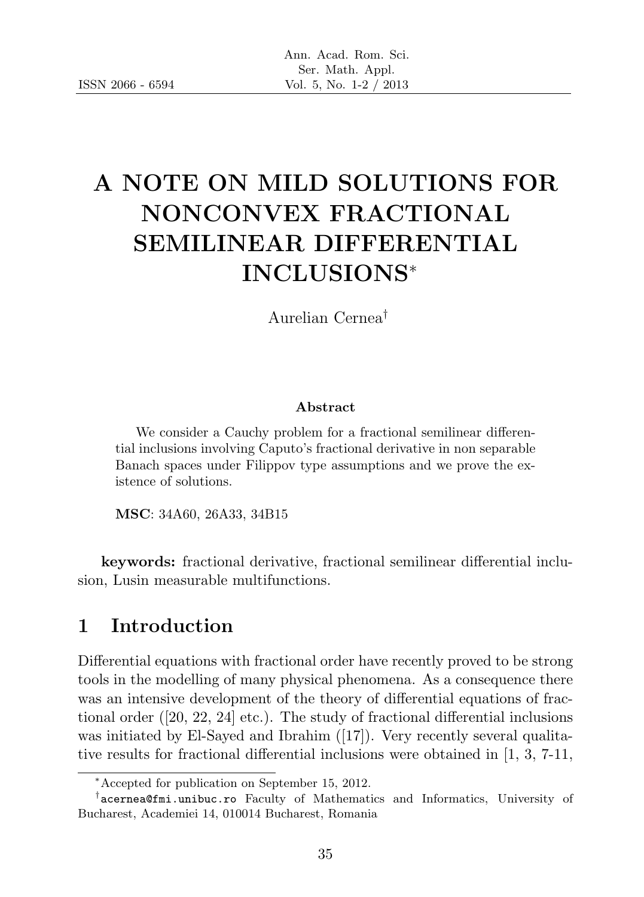# A NOTE ON MILD SOLUTIONS FOR NONCONVEX FRACTIONAL SEMILINEAR DIFFERENTIAL INCLUSIONS*

Aurelian Cernea†

**Abstract**

We consider a Cauchy problem for a fractional semilinear differential inclusions involving Caputo's fractional derivative in non separable Banach spaces under Filippov type assumptions and we prove the existence of solutions.

**MSC**: 34A60, 26A33, 34B15

**keywords:** fractional derivative, fractional semilinear differential inclusion, Lusin measurable multifunctions.

## 1 Introduction

Differential equations with fractional order have recently proved to be strong tools in the modelling of many physical phenomena. As a consequence there was an intensive development of the theory of differential equations of fractional order ([20, 22, 24] etc.). The study of fractional differential inclusions was initiated by El-Sayed and Ibrahim ([17]). Very recently several qualitative results for fractional differential inclusions were obtained in [1, 3, 7-11,

---

*Accepted for publication on September 15, 2012.

†acernea@fmi.unibuc.ro Faculty of Mathematics and Informatics, University of Bucharest, Academiei 14, 010014 Bucharest, Romania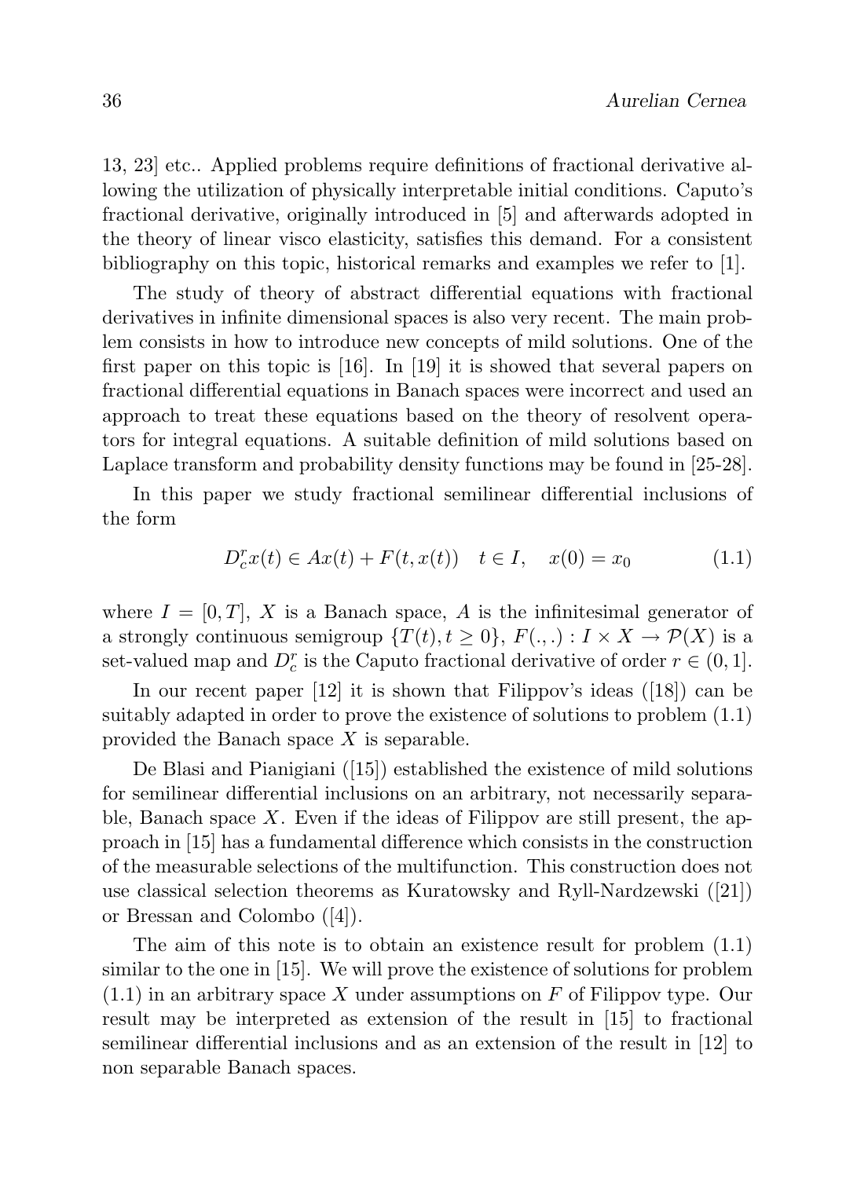13, 23] etc.. Applied problems require definitions of fractional derivative allowing the utilization of physically interpretable initial conditions. Caputo's fractional derivative, originally introduced in [5] and afterwards adopted in the theory of linear visco elasticity, satisfies this demand. For a consistent bibliography on this topic, historical remarks and examples we refer to [1].

The study of theory of abstract differential equations with fractional derivatives in infinite dimensional spaces is also very recent. The main problem consists in how to introduce new concepts of mild solutions. One of the first paper on this topic is [16]. In [19] it is showed that several papers on fractional differential equations in Banach spaces were incorrect and used an approach to treat these equations based on the theory of resolvent operators for integral equations. A suitable definition of mild solutions based on Laplace transform and probability density functions may be found in [25-28].

In this paper we study fractional semilinear differential inclusions of the form

$$D_c^r x(t) \in Ax(t) + F(t, x(t)) \quad t \in I, \quad x(0) = x_0 \tag{1.1}$$

where $I = [0, T]$, $X$ is a Banach space, $A$ is the infinitesimal generator of a strongly continuous semigroup $\{T(t), t \geq 0\}$, $F(.,.) : I \times X \to \mathcal{P}(X)$ is a set-valued map and $D_c^r$ is the Caputo fractional derivative of order $r \in (0, 1]$.

In our recent paper [12] it is shown that Filippov's ideas ([18]) can be suitably adapted in order to prove the existence of solutions to problem (1.1) provided the Banach space $X$ is separable.

De Blasi and Pianigiani ([15]) established the existence of mild solutions for semilinear differential inclusions on an arbitrary, not necessarily separable, Banach space $X$. Even if the ideas of Filippov are still present, the approach in [15] has a fundamental difference which consists in the construction of the measurable selections of the multifunction. This construction does not use classical selection theorems as Kuratowsky and Ryll-Nardzewski ([21]) or Bressan and Colombo ([4]).

The aim of this note is to obtain an existence result for problem (1.1) similar to the one in [15]. We will prove the existence of solutions for problem (1.1) in an arbitrary space $X$ under assumptions on $F$ of Filippov type. Our result may be interpreted as extension of the result in [15] to fractional semilinear differential inclusions and as an extension of the result in [12] to non separable Banach spaces.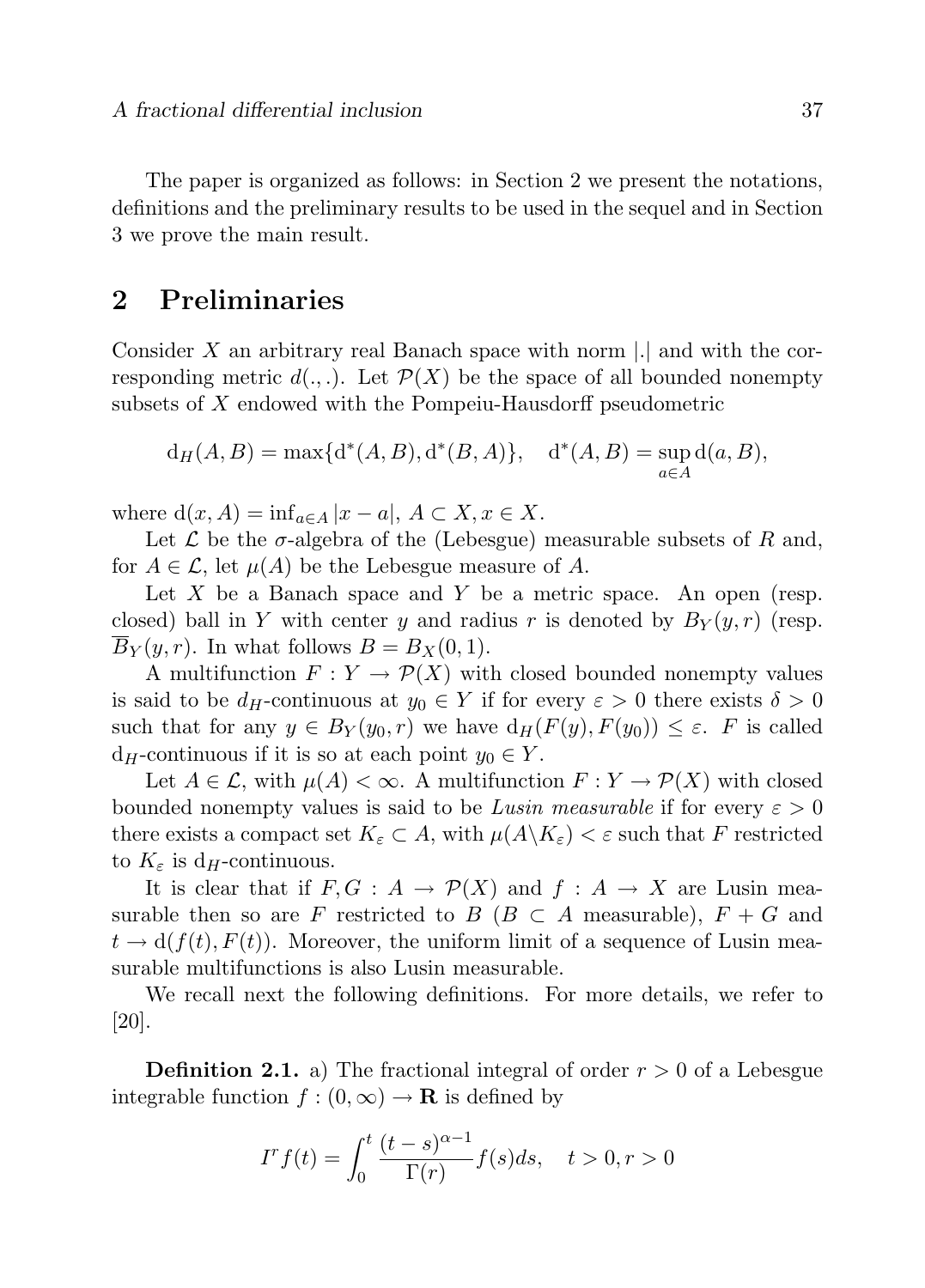The paper is organized as follows: in Section 2 we present the notations, definitions and the preliminary results to be used in the sequel and in Section 3 we prove the main result.

## 2 Preliminaries

Consider $X$ an arbitrary real Banach space with norm $|.|$ and with the corresponding metric $d(.,.)$. Let $\mathcal{P}(X)$ be the space of all bounded nonempty subsets of $X$ endowed with the Pompeiu-Hausdorff pseudometric

$$\mathrm{d}_H(A,B) = \max\{\mathrm{d}^*(A,B), \mathrm{d}^*(B,A)\}, \quad \mathrm{d}^*(A,B) = \sup_{a\in A} \mathrm{d}(a,B),$$

where $\mathrm{d}(x,A) = \inf_{a\in A} |x-a|$, $A \subset X, x \in X$.

Let $\mathcal{L}$ be the $\sigma$-algebra of the (Lebesgue) measurable subsets of $R$ and, for $A \in \mathcal{L}$, let $\mu(A)$ be the Lebesgue measure of $A$.

Let $X$ be a Banach space and $Y$ be a metric space. An open (resp. closed) ball in $Y$ with center $y$ and radius $r$ is denoted by $B_Y(y,r)$ (resp. $\overline{B}_Y(y,r)$. In what follows $B = B_X(0,1)$.

A multifunction $F : Y \to \mathcal{P}(X)$ with closed bounded nonempty values is said to be $d_H$-continuous at $y_0 \in Y$ if for every $\varepsilon > 0$ there exists $\delta > 0$ such that for any $y \in B_Y(y_0, r)$ we have $\mathrm{d}_H(F(y), F(y_0)) \leq \varepsilon$. $F$ is called $\mathrm{d}_H$-continuous if it is so at each point $y_0 \in Y$.

Let $A \in \mathcal{L}$, with $\mu(A) < \infty$. A multifunction $F : Y \to \mathcal{P}(X)$ with closed bounded nonempty values is said to be *Lusin measurable* if for every $\varepsilon > 0$ there exists a compact set $K_\varepsilon \subset A$, with $\mu(A \backslash K_\varepsilon) < \varepsilon$ such that $F$ restricted to $K_\varepsilon$ is $\mathrm{d}_H$-continuous.

It is clear that if $F, G : A \to \mathcal{P}(X)$ and $f : A \to X$ are Lusin measurable then so are $F$ restricted to $B$ ($B \subset A$ measurable), $F + G$ and $t \to \mathrm{d}(f(t), F(t))$. Moreover, the uniform limit of a sequence of Lusin measurable multifunctions is also Lusin measurable.

We recall next the following definitions. For more details, we refer to [20].

**Definition 2.1.** a) The fractional integral of order $r > 0$ of a Lebesgue integrable function $f : (0,\infty) \to \mathbf{R}$ is defined by

$$I^r f(t) = \int_0^t \frac{(t-s)^{\alpha-1}}{\Gamma(r)} f(s)ds, \quad t > 0, r > 0$$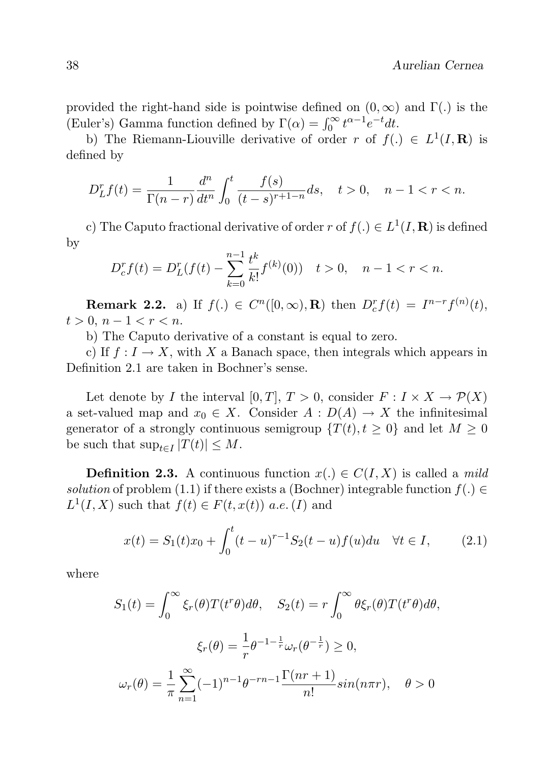provided the right-hand side is pointwise defined on $(0, \infty)$ and $\Gamma(.)$ is the (Euler's) Gamma function defined by $\Gamma(\alpha) = \int_0^\infty t^{\alpha-1}e^{-t}dt$.

b) The Riemann-Liouville derivative of order $r$ of $f(.) \in L^1(I, \mathbf{R})$ is defined by

$$D_L^r f(t) = \frac{1}{\Gamma(n-r)} \frac{d^n}{dt^n} \int_0^t \frac{f(s)}{(t-s)^{r+1-n}} ds, \quad t > 0, \quad n-1 < r < n.$$

c) The Caputo fractional derivative of order $r$ of $f(.) \in L^1(I, \mathbf{R})$ is defined by

$$D_c^r f(t) = D_L^r (f(t) - \sum_{k=0}^{n-1} \frac{t^k}{k!} f^{(k)}(0)) \quad t > 0, \quad n-1 < r < n.$$

**Remark 2.2.** a) If $f(.) \in C^n([0, \infty), \mathbf{R})$ then $D_c^r f(t) = I^{n-r} f^{(n)}(t)$, $t > 0$, $n-1 < r < n$.

b) The Caputo derivative of a constant is equal to zero.

c) If $f : I \to X$, with $X$ a Banach space, then integrals which appears in Definition 2.1 are taken in Bochner's sense.

Let denote by $I$ the interval $[0, T]$, $T > 0$, consider $F : I \times X \to \mathcal{P}(X)$ a set-valued map and $x_0 \in X$. Consider $A : D(A) \to X$ the infinitesimal generator of a strongly continuous semigroup $\{T(t), t \geq 0\}$ and let $M \geq 0$ be such that $\sup_{t \in I} |T(t)| \leq M$.

**Definition 2.3.** A continuous function $x(.) \in C(I, X)$ is called a *mild solution* of problem (1.1) if there exists a (Bochner) integrable function $f(.) \in L^1(I, X)$ such that $f(t) \in F(t, x(t))$ *a.e.* $(I)$ and

$$x(t) = S_1(t)x_0 + \int_0^t (t-u)^{r-1} S_2(t-u) f(u) du \quad \forall t \in I, \qquad (2.1)$$

where

$$S_1(t) = \int_0^\infty \xi_r(\theta) T(t^r \theta) d\theta, \quad S_2(t) = r \int_0^\infty \theta \xi_r(\theta) T(t^r \theta) d\theta,$$

$$\xi_r(\theta) = \frac{1}{r} \theta^{-1-\frac{1}{r}} \omega_r(\theta^{-\frac{1}{r}}) \geq 0,$$

$$\omega_r(\theta) = \frac{1}{\pi} \sum_{n=1}^\infty (-1)^{n-1} \theta^{-rn-1} \frac{\Gamma(nr+1)}{n!} sin(n\pi r), \quad \theta > 0$$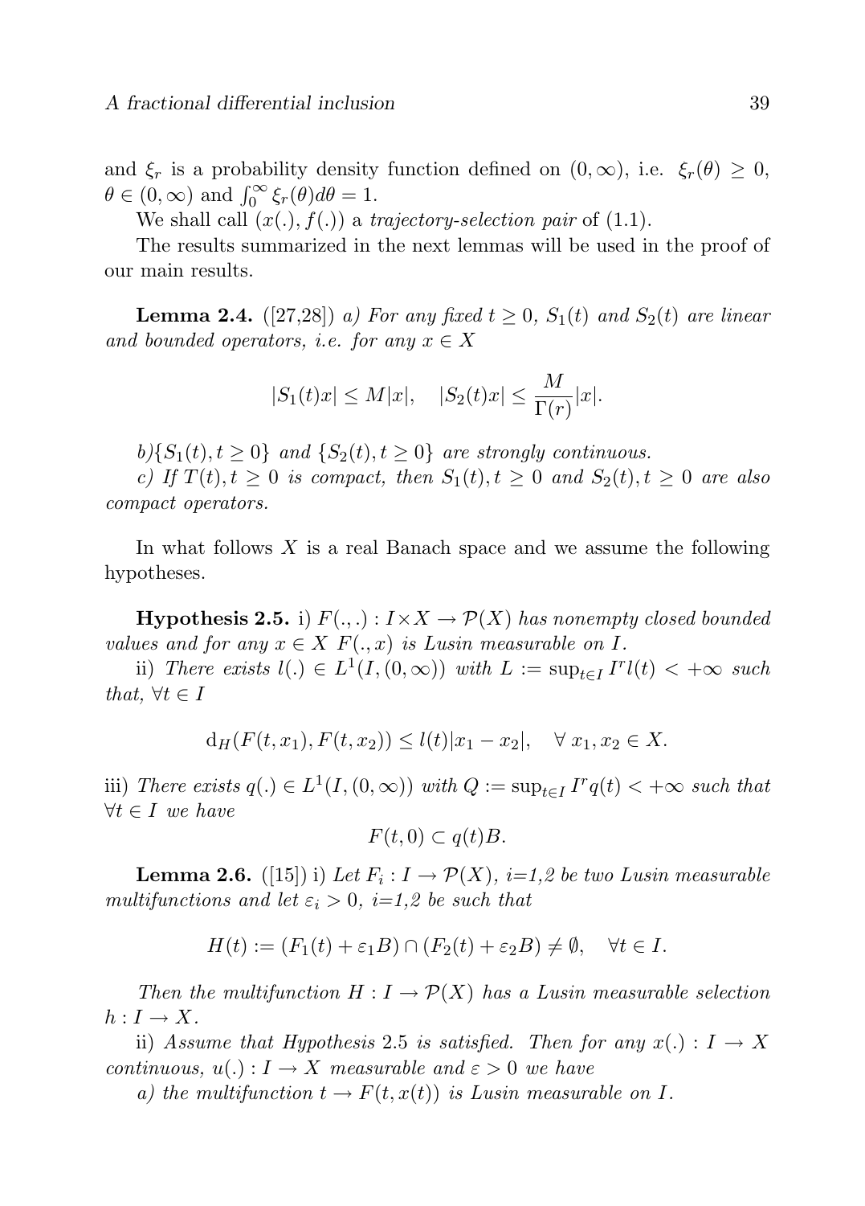and $\xi_r$ is a probability density function defined on $(0, \infty)$, i.e. $\xi_r(\theta) \geq 0$, $\theta \in (0, \infty)$ and $\int_0^\infty \xi_r(\theta) d\theta = 1$.

We shall call $(x(.), f(.))$ a *trajectory-selection pair* of (1.1).

The results summarized in the next lemmas will be used in the proof of our main results.

**Lemma 2.4.** ([27,28]) *a) For any fixed $t \geq 0$, $S_1(t)$ and $S_2(t)$ are linear and bounded operators, i.e. for any $x \in X$*

$$|S_1(t)x| \leq M|x|, \quad |S_2(t)x| \leq \frac{M}{\Gamma(r)}|x|.$$

*b)$\{S_1(t), t \geq 0\}$ and $\{S_2(t), t \geq 0\}$ are strongly continuous.*

*c) If $T(t), t \geq 0$ is compact, then $S_1(t), t \geq 0$ and $S_2(t), t \geq 0$ are also compact operators.*

In what follows $X$ is a real Banach space and we assume the following hypotheses.

**Hypothesis 2.5.** i) *$F(.,.) : I \times X \to \mathcal{P}(X)$ has nonempty closed bounded values and for any $x \in X$ $F(., x)$ is Lusin measurable on $I$.*

ii) *There exists $l(.) \in L^1(I, (0, \infty))$ with $L := \sup_{t \in I} I^r l(t) < +\infty$ such that, $\forall t \in I$*

$$\mathrm{d}_H(F(t, x_1), F(t, x_2)) \leq l(t)|x_1 - x_2|, \quad \forall\, x_1, x_2 \in X.$$

iii) *There exists $q(.) \in L^1(I, (0, \infty))$ with $Q := \sup_{t \in I} I^r q(t) < +\infty$ such that $\forall t \in I$ we have*

$$F(t, 0) \subset q(t)B.$$

**Lemma 2.6.** ([15]) i) *Let $F_i : I \to \mathcal{P}(X)$, i=1,2 be two Lusin measurable multifunctions and let $\varepsilon_i > 0$, i=1,2 be such that*

$$H(t) := (F_1(t) + \varepsilon_1 B) \cap (F_2(t) + \varepsilon_2 B) \neq \emptyset, \quad \forall t \in I.$$

*Then the multifunction $H : I \to \mathcal{P}(X)$ has a Lusin measurable selection $h : I \to X$.*

ii) *Assume that Hypothesis 2.5 is satisfied. Then for any $x(.) : I \to X$ continuous, $u(.) : I \to X$ measurable and $\varepsilon > 0$ we have*

*a) the multifunction $t \to F(t, x(t))$ is Lusin measurable on $I$.*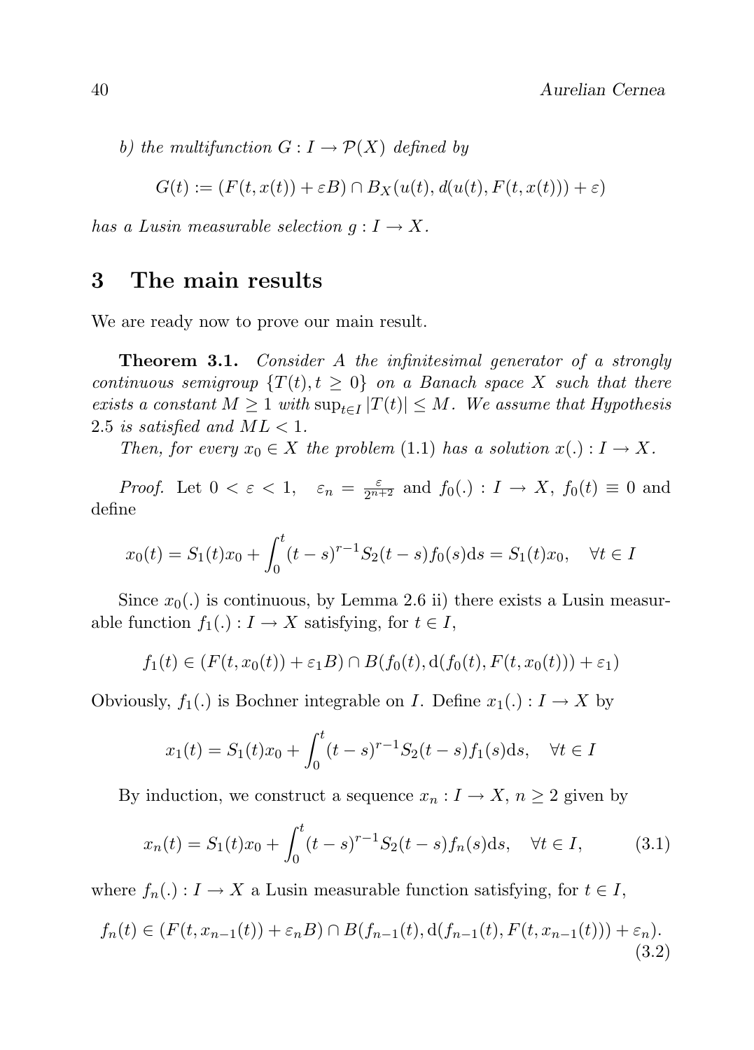*b) the multifunction $G : I \to \mathcal{P}(X)$ defined by*

$$G(t) := (F(t, x(t)) + \varepsilon B) \cap B_X(u(t), d(u(t), F(t, x(t))) + \varepsilon)$$

*has a Lusin measurable selection $g : I \to X$.*

## 3 The main results

We are ready now to prove our main result.

**Theorem 3.1.** *Consider $A$ the infinitesimal generator of a strongly continuous semigroup $\{T(t), t \geq 0\}$ on a Banach space $X$ such that there exists a constant $M \geq 1$ with $\sup_{t \in I} |T(t)| \leq M$. We assume that Hypothesis 2.5 is satisfied and $ML < 1$.*

*Then, for every $x_0 \in X$ the problem (1.1) has a solution $x(.) : I \to X$.*

*Proof.* Let $0 < \varepsilon < 1$, $\varepsilon_n = \frac{\varepsilon}{2^{n+2}}$ and $f_0(.) : I \to X$, $f_0(t) \equiv 0$ and define

$$x_0(t) = S_1(t)x_0 + \int_0^t (t-s)^{r-1} S_2(t-s) f_0(s) \mathrm{d}s = S_1(t)x_0, \quad \forall t \in I$$

Since $x_0(.)$ is continuous, by Lemma 2.6 ii) there exists a Lusin measurable function $f_1(.) : I \to X$ satisfying, for $t \in I$,

$$f_1(t) \in (F(t, x_0(t)) + \varepsilon_1 B) \cap B(f_0(t), \mathrm{d}(f_0(t), F(t, x_0(t))) + \varepsilon_1)$$

Obviously, $f_1(.)$ is Bochner integrable on $I$. Define $x_1(.) : I \to X$ by

$$x_1(t) = S_1(t)x_0 + \int_0^t (t-s)^{r-1} S_2(t-s) f_1(s) \mathrm{d}s, \quad \forall t \in I$$

By induction, we construct a sequence $x_n : I \to X$, $n \geq 2$ given by

$$x_n(t) = S_1(t)x_0 + \int_0^t (t-s)^{r-1} S_2(t-s) f_n(s) \mathrm{d}s, \quad \forall t \in I, \tag{3.1}$$

where $f_n(.) : I \to X$ a Lusin measurable function satisfying, for $t \in I$,

$$f_n(t) \in (F(t, x_{n-1}(t)) + \varepsilon_n B) \cap B(f_{n-1}(t), \mathrm{d}(f_{n-1}(t), F(t, x_{n-1}(t))) + \varepsilon_n). \tag{3.2}$$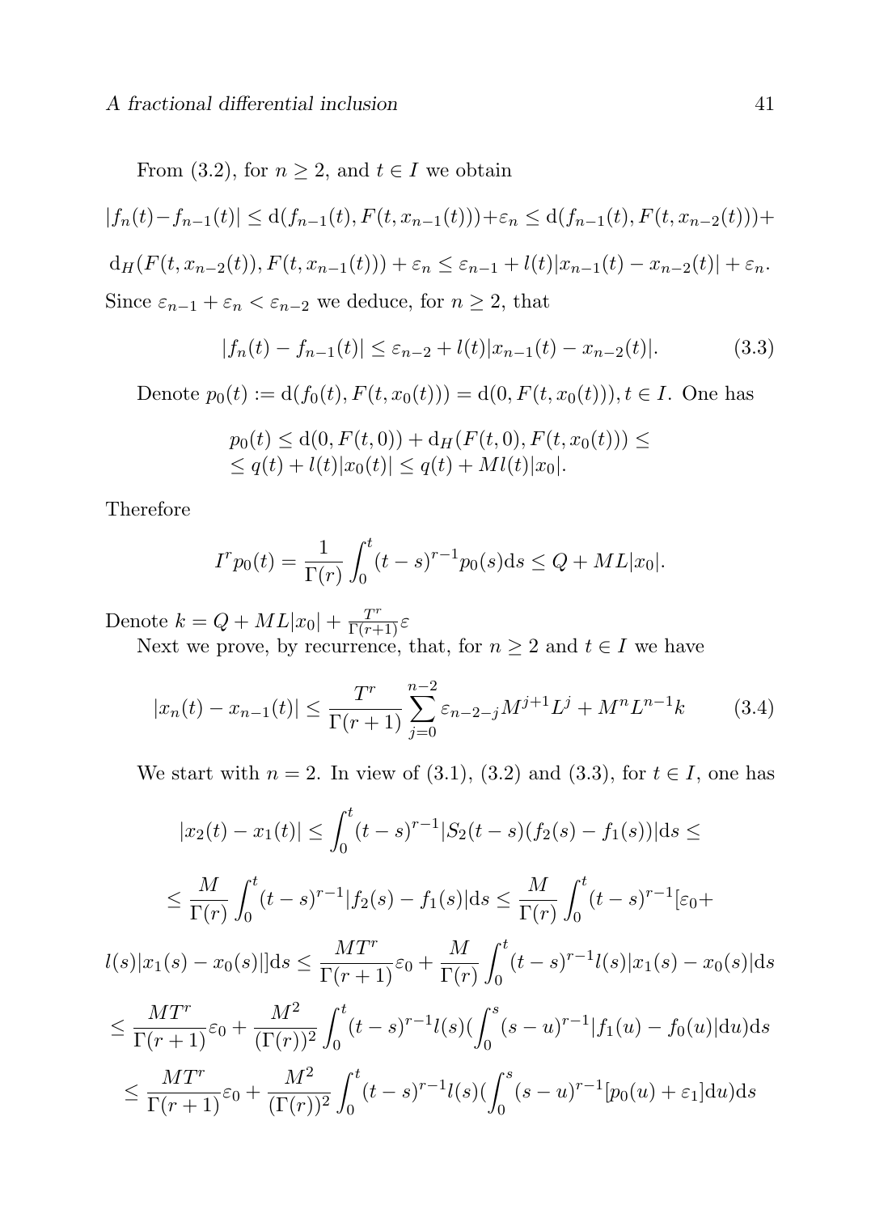From (3.2), for $n \geq 2$, and $t \in I$ we obtain

$$|f_n(t)-f_{n-1}(t)| \leq \mathrm{d}(f_{n-1}(t), F(t, x_{n-1}(t)))+\varepsilon_n \leq \mathrm{d}(f_{n-1}(t), F(t, x_{n-2}(t)))+$$

$$\mathrm{d}_H(F(t, x_{n-2}(t)), F(t, x_{n-1}(t))) + \varepsilon_n \leq \varepsilon_{n-1} + l(t)|x_{n-1}(t) - x_{n-2}(t)| + \varepsilon_n.$$

Since $\varepsilon_{n-1} + \varepsilon_n < \varepsilon_{n-2}$ we deduce, for $n \geq 2$, that

$$|f_n(t) - f_{n-1}(t)| \leq \varepsilon_{n-2} + l(t)|x_{n-1}(t) - x_{n-2}(t)|. \tag{3.3}$$

Denote $p_0(t) := \mathrm{d}(f_0(t), F(t, x_0(t))) = \mathrm{d}(0, F(t, x_0(t))), t \in I$. One has

$$\begin{aligned} &p_0(t) \leq \mathrm{d}(0, F(t, 0)) + \mathrm{d}_H(F(t, 0), F(t, x_0(t))) \leq \\ &\leq q(t) + l(t)|x_0(t)| \leq q(t) + Ml(t)|x_0|. \end{aligned}$$

Therefore

$$I^r p_0(t) = \frac{1}{\Gamma(r)} \int_0^t (t-s)^{r-1} p_0(s) \mathrm{d}s \leq Q + ML|x_0|.$$

Denote $k = Q + ML|x_0| + \frac{T^r}{\Gamma(r+1)}\varepsilon$

Next we prove, by recurrence, that, for $n \geq 2$ and $t \in I$ we have

$$|x_n(t) - x_{n-1}(t)| \leq \frac{T^r}{\Gamma(r+1)} \sum_{j=0}^{n-2} \varepsilon_{n-2-j} M^{j+1} L^j + M^n L^{n-1} k \tag{3.4}$$

We start with $n = 2$. In view of (3.1), (3.2) and (3.3), for $t \in I$, one has

$$|x_2(t) - x_1(t)| \leq \int_0^t (t-s)^{r-1} |S_2(t-s)(f_2(s) - f_1(s))| \mathrm{d}s \leq$$

$$\leq \frac{M}{\Gamma(r)} \int_0^t (t-s)^{r-1} |f_2(s) - f_1(s)| \mathrm{d}s \leq \frac{M}{\Gamma(r)} \int_0^t (t-s)^{r-1} [\varepsilon_0 +$$

$$l(s)|x_1(s) - x_0(s)|] \mathrm{d}s \leq \frac{MT^r}{\Gamma(r+1)}\varepsilon_0 + \frac{M}{\Gamma(r)} \int_0^t (t-s)^{r-1} l(s)|x_1(s) - x_0(s)| \mathrm{d}s$$

$$\leq \frac{MT^r}{\Gamma(r+1)}\varepsilon_0 + \frac{M^2}{(\Gamma(r))^2} \int_0^t (t-s)^{r-1} l(s) (\int_0^s (s-u)^{r-1} |f_1(u) - f_0(u)| \mathrm{d}u) \mathrm{d}s$$

$$\leq \frac{MT^r}{\Gamma(r+1)}\varepsilon_0 + \frac{M^2}{(\Gamma(r))^2} \int_0^t (t-s)^{r-1} l(s) (\int_0^s (s-u)^{r-1} [p_0(u) + \varepsilon_1] \mathrm{d}u) \mathrm{d}s$$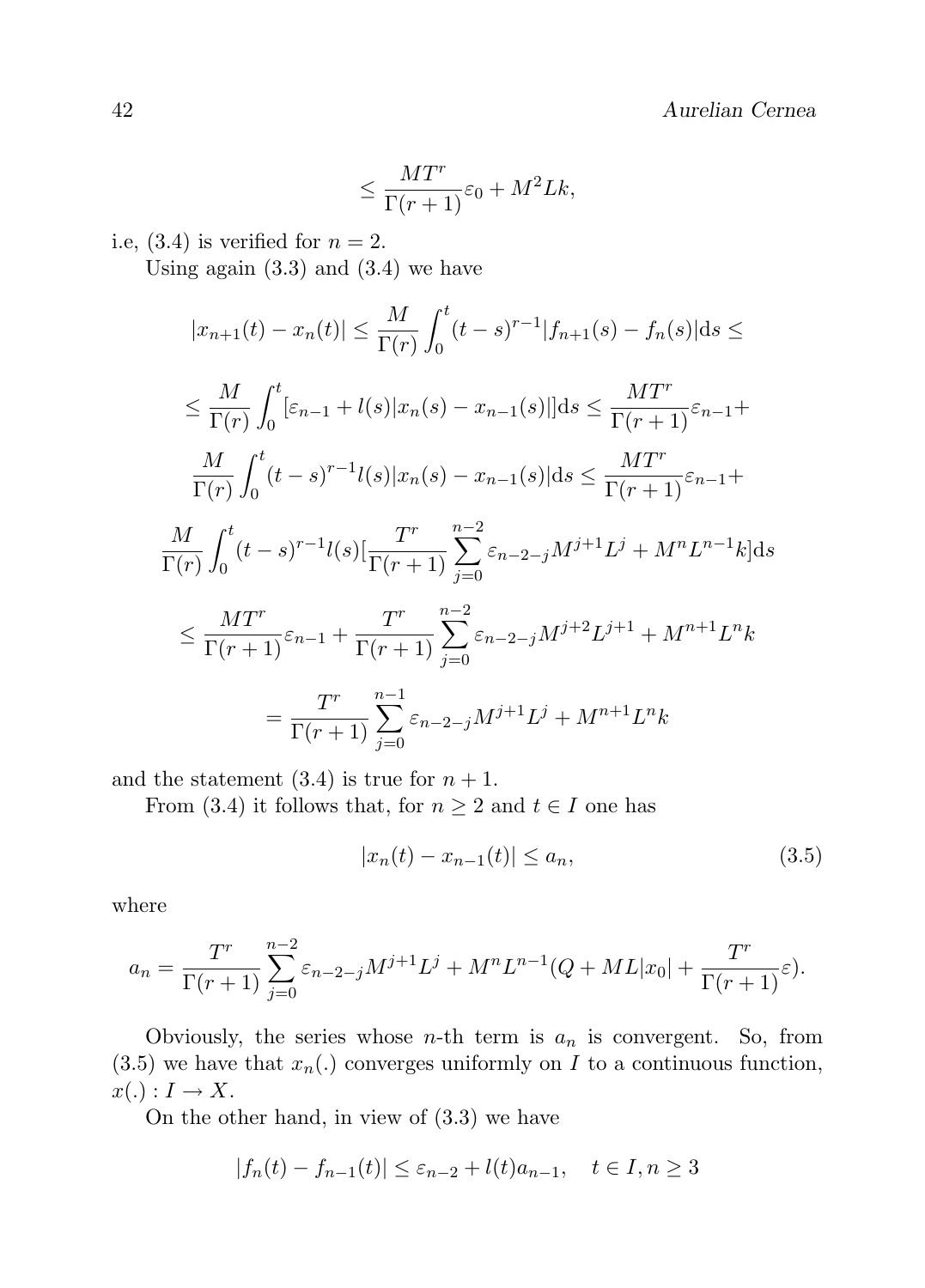$$\leq \frac{MT^r}{\Gamma(r+1)}\varepsilon_0 + M^2Lk,$$

i.e, (3.4) is verified for $n = 2$.

Using again (3.3) and (3.4) we have

$$|x_{n+1}(t) - x_n(t)| \leq \frac{M}{\Gamma(r)}\int_0^t (t-s)^{r-1}|f_{n+1}(s) - f_n(s)|\mathrm{d}s \leq$$

$$\leq \frac{M}{\Gamma(r)}\int_0^t [\varepsilon_{n-1} + l(s)|x_n(s) - x_{n-1}(s)|]\mathrm{d}s \leq \frac{MT^r}{\Gamma(r+1)}\varepsilon_{n-1} +$$

$$\frac{M}{\Gamma(r)}\int_0^t (t-s)^{r-1}l(s)|x_n(s) - x_{n-1}(s)|\mathrm{d}s \leq \frac{MT^r}{\Gamma(r+1)}\varepsilon_{n-1} +$$

$$\frac{M}{\Gamma(r)}\int_0^t (t-s)^{r-1}l(s)[\frac{T^r}{\Gamma(r+1)}\sum_{j=0}^{n-2}\varepsilon_{n-2-j}M^{j+1}L^j + M^nL^{n-1}k]\mathrm{d}s$$

$$\leq \frac{MT^r}{\Gamma(r+1)}\varepsilon_{n-1} + \frac{T^r}{\Gamma(r+1)}\sum_{j=0}^{n-2}\varepsilon_{n-2-j}M^{j+2}L^{j+1} + M^{n+1}L^nk$$

$$= \frac{T^r}{\Gamma(r+1)}\sum_{j=0}^{n-1}\varepsilon_{n-2-j}M^{j+1}L^j + M^{n+1}L^nk$$

and the statement (3.4) is true for $n+1$.

From (3.4) it follows that, for $n \geq 2$ and $t \in I$ one has

$$|x_n(t) - x_{n-1}(t)| \leq a_n, \tag{3.5}$$

where

$$a_n = \frac{T^r}{\Gamma(r+1)}\sum_{j=0}^{n-2}\varepsilon_{n-2-j}M^{j+1}L^j + M^nL^{n-1}(Q + ML|x_0| + \frac{T^r}{\Gamma(r+1)}\varepsilon).$$

Obviously, the series whose $n$-th term is $a_n$ is convergent. So, from (3.5) we have that $x_n(.)$ converges uniformly on $I$ to a continuous function, $x(.) : I \to X$.

On the other hand, in view of (3.3) we have

$$|f_n(t) - f_{n-1}(t)| \leq \varepsilon_{n-2} + l(t)a_{n-1}, \quad t \in I, n \geq 3$$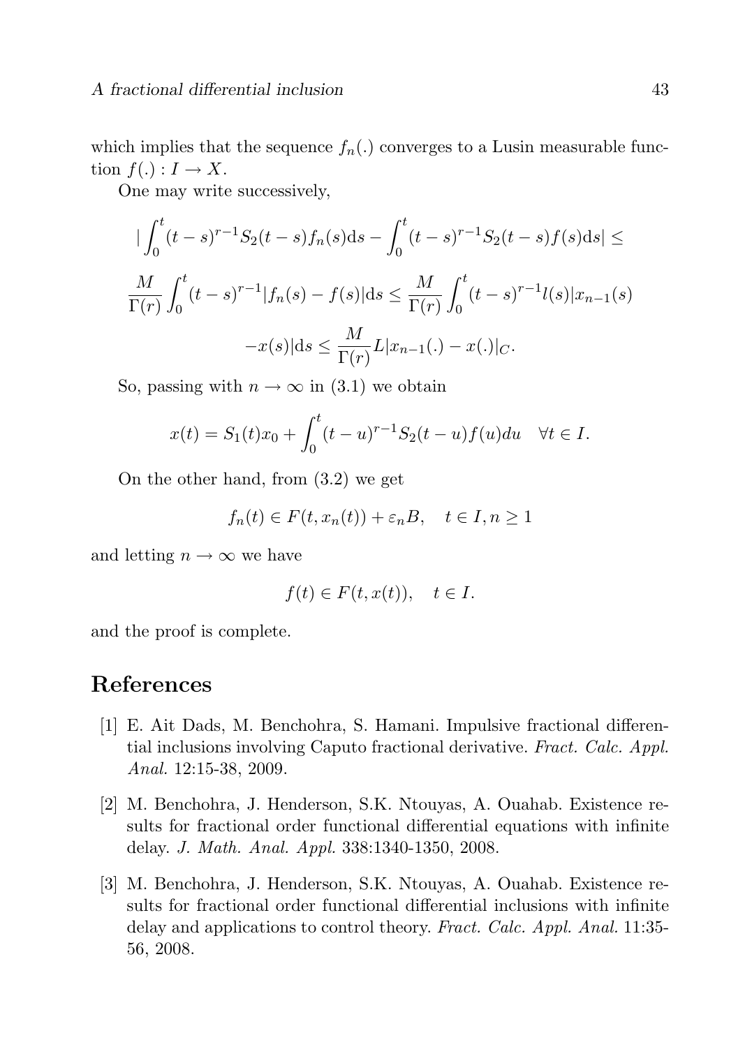which implies that the sequence $f_n(.)$ converges to a Lusin measurable function $f(.) : I \to X$.

One may write successively,

$$|\int_0^t (t-s)^{r-1} S_2(t-s) f_n(s) \mathrm{d}s - \int_0^t (t-s)^{r-1} S_2(t-s) f(s) \mathrm{d}s| \le$$

$$\frac{M}{\Gamma(r)} \int_0^t (t-s)^{r-1} |f_n(s) - f(s)| \mathrm{d}s \le \frac{M}{\Gamma(r)} \int_0^t (t-s)^{r-1} l(s) |x_{n-1}(s)$$

$$-x(s)| \mathrm{d}s \le \frac{M}{\Gamma(r)} L |x_{n-1}(.) - x(.)|_C.$$

So, passing with $n \to \infty$ in (3.1) we obtain

$$x(t) = S_1(t) x_0 + \int_0^t (t-u)^{r-1} S_2(t-u) f(u) du \quad \forall t \in I.$$

On the other hand, from (3.2) we get

$$f_n(t) \in F(t, x_n(t)) + \varepsilon_n B, \quad t \in I, n \ge 1$$

and letting $n \to \infty$ we have

$$f(t) \in F(t, x(t)), \quad t \in I.$$

and the proof is complete.

# References

[1] E. Ait Dads, M. Benchohra, S. Hamani. Impulsive fractional differential inclusions involving Caputo fractional derivative. *Fract. Calc. Appl. Anal.* 12:15-38, 2009.

[2] M. Benchohra, J. Henderson, S.K. Ntouyas, A. Ouahab. Existence results for fractional order functional differential equations with infinite delay. *J. Math. Anal. Appl.* 338:1340-1350, 2008.

[3] M. Benchohra, J. Henderson, S.K. Ntouyas, A. Ouahab. Existence results for fractional order functional differential inclusions with infinite delay and applications to control theory. *Fract. Calc. Appl. Anal.* 11:35-56, 2008.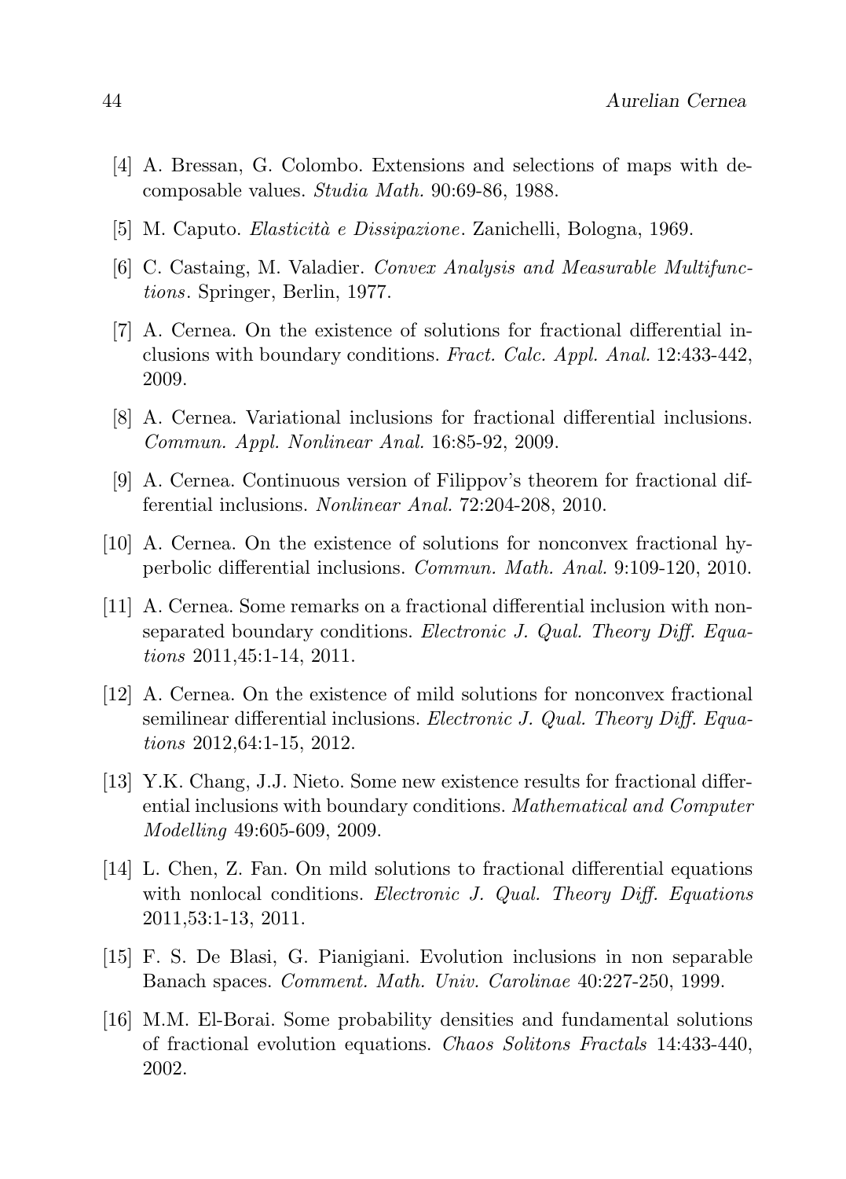[4] A. Bressan, G. Colombo. Extensions and selections of maps with decomposable values. *Studia Math.* 90:69-86, 1988.

[5] M. Caputo. *Elasticità e Dissipazione*. Zanichelli, Bologna, 1969.

[6] C. Castaing, M. Valadier. *Convex Analysis and Measurable Multifunctions*. Springer, Berlin, 1977.

[7] A. Cernea. On the existence of solutions for fractional differential inclusions with boundary conditions. *Fract. Calc. Appl. Anal.* 12:433-442, 2009.

[8] A. Cernea. Variational inclusions for fractional differential inclusions. *Commun. Appl. Nonlinear Anal.* 16:85-92, 2009.

[9] A. Cernea. Continuous version of Filippov's theorem for fractional differential inclusions. *Nonlinear Anal.* 72:204-208, 2010.

[10] A. Cernea. On the existence of solutions for nonconvex fractional hyperbolic differential inclusions. *Commun. Math. Anal.* 9:109-120, 2010.

[11] A. Cernea. Some remarks on a fractional differential inclusion with non-separated boundary conditions. *Electronic J. Qual. Theory Diff. Equations* 2011,45:1-14, 2011.

[12] A. Cernea. On the existence of mild solutions for nonconvex fractional semilinear differential inclusions. *Electronic J. Qual. Theory Diff. Equations* 2012,64:1-15, 2012.

[13] Y.K. Chang, J.J. Nieto. Some new existence results for fractional differential inclusions with boundary conditions. *Mathematical and Computer Modelling* 49:605-609, 2009.

[14] L. Chen, Z. Fan. On mild solutions to fractional differential equations with nonlocal conditions. *Electronic J. Qual. Theory Diff. Equations* 2011,53:1-13, 2011.

[15] F. S. De Blasi, G. Pianigiani. Evolution inclusions in non separable Banach spaces. *Comment. Math. Univ. Carolinae* 40:227-250, 1999.

[16] M.M. El-Borai. Some probability densities and fundamental solutions of fractional evolution equations. *Chaos Solitons Fractals* 14:433-440, 2002.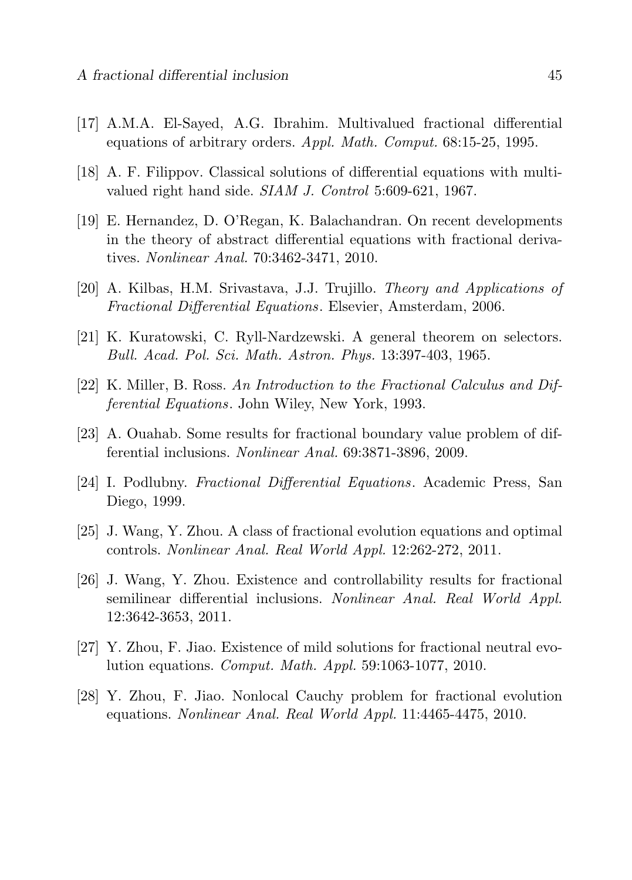[17] A.M.A. El-Sayed, A.G. Ibrahim. Multivalued fractional differential equations of arbitrary orders. *Appl. Math. Comput.* 68:15-25, 1995.

[18] A. F. Filippov. Classical solutions of differential equations with multi-valued right hand side. *SIAM J. Control* 5:609-621, 1967.

[19] E. Hernandez, D. O'Regan, K. Balachandran. On recent developments in the theory of abstract differential equations with fractional derivatives. *Nonlinear Anal.* 70:3462-3471, 2010.

[20] A. Kilbas, H.M. Srivastava, J.J. Trujillo. *Theory and Applications of Fractional Differential Equations*. Elsevier, Amsterdam, 2006.

[21] K. Kuratowski, C. Ryll-Nardzewski. A general theorem on selectors. *Bull. Acad. Pol. Sci. Math. Astron. Phys.* 13:397-403, 1965.

[22] K. Miller, B. Ross. *An Introduction to the Fractional Calculus and Differential Equations*. John Wiley, New York, 1993.

[23] A. Ouahab. Some results for fractional boundary value problem of differential inclusions. *Nonlinear Anal.* 69:3871-3896, 2009.

[24] I. Podlubny. *Fractional Differential Equations*. Academic Press, San Diego, 1999.

[25] J. Wang, Y. Zhou. A class of fractional evolution equations and optimal controls. *Nonlinear Anal. Real World Appl.* 12:262-272, 2011.

[26] J. Wang, Y. Zhou. Existence and controllability results for fractional semilinear differential inclusions. *Nonlinear Anal. Real World Appl.* 12:3642-3653, 2011.

[27] Y. Zhou, F. Jiao. Existence of mild solutions for fractional neutral evolution equations. *Comput. Math. Appl.* 59:1063-1077, 2010.

[28] Y. Zhou, F. Jiao. Nonlocal Cauchy problem for fractional evolution equations. *Nonlinear Anal. Real World Appl.* 11:4465-4475, 2010.